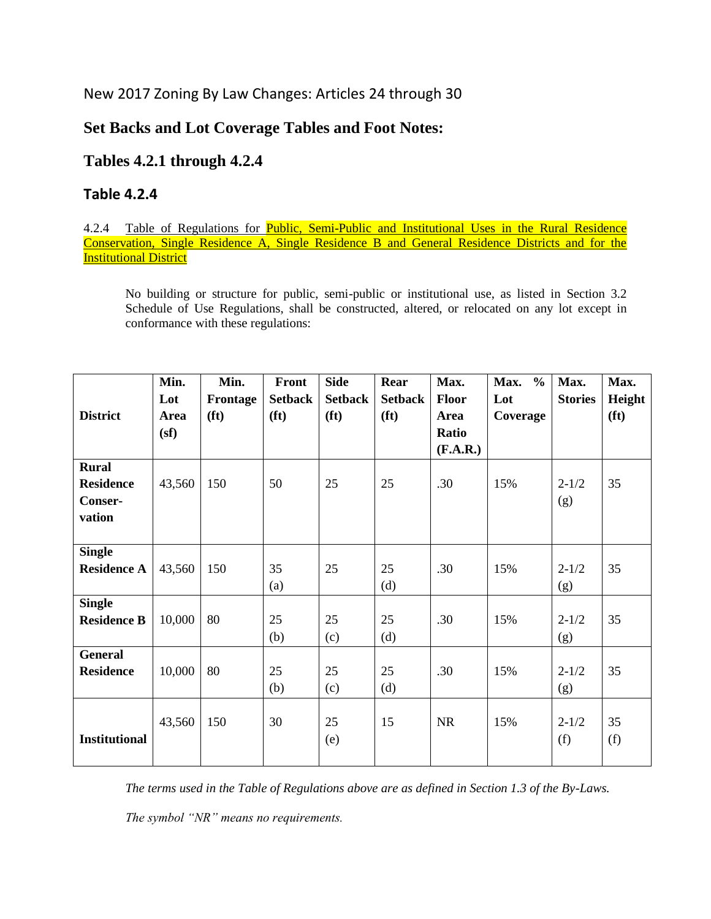New 2017 Zoning By Law Changes: Articles 24 through 30

## Set Backs and Lot Coverage Tables and Foot Notes:

## Tables 4.2.1 through 4.2.4

### Table 4.2.4

4.2.4 Table of Regulations for Public, Semi-Public and Institutional Uses in the Rural Residence Conservation, Single Residence A, Single Residence B and General Residence Districts and for the Institutional District

No building or structure for public, semi-public or institutional use, as listed in Section 3.2 Schedule of Use Regulations, shall be constructed, altered, or relocated on any lot except in conformance with these regulations:

| District | Min. Lot Area (sf) | Min. Frontage (ft) | Front Setback (ft) | Side Setback (ft) | Rear Setback (ft) | Max. Floor Area Ratio (F.A.R.) | Max. % Lot Coverage | Max. Stories | Max. Height (ft) |
|---|---|---|---|---|---|---|---|---|---|
| **Rural Residence Conser-vation** | 43,560 | 150 | 50 | 25 | 25 | .30 | 15% | 2-1/2 (g) | 35 |
| **Single Residence A** | 43,560 | 150 | 35 (a) | 25 | 25 (d) | .30 | 15% | 2-1/2 (g) | 35 |
| **Single Residence B** | 10,000 | 80 | 25 (b) | 25 (c) | 25 (d) | .30 | 15% | 2-1/2 (g) | 35 |
| **General Residence** | 10,000 | 80 | 25 (b) | 25 (c) | 25 (d) | .30 | 15% | 2-1/2 (g) | 35 |
| **Institutional** | 43,560 | 150 | 30 | 25 (e) | 15 | NR | 15% | 2-1/2 (f) | 35 (f) |

*The terms used in the Table of Regulations above are as defined in Section 1.3 of the By-Laws.*

*The symbol "NR" means no requirements.*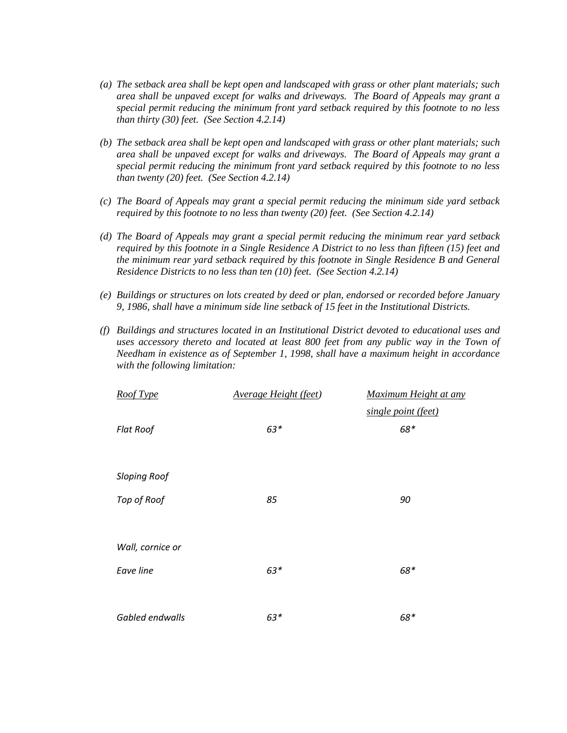*(a) The setback area shall be kept open and landscaped with grass or other plant materials; such area shall be unpaved except for walks and driveways. The Board of Appeals may grant a special permit reducing the minimum front yard setback required by this footnote to no less than thirty (30) feet. (See Section 4.2.14)*

*(b) The setback area shall be kept open and landscaped with grass or other plant materials; such area shall be unpaved except for walks and driveways. The Board of Appeals may grant a special permit reducing the minimum front yard setback required by this footnote to no less than twenty (20) feet. (See Section 4.2.14)*

*(c) The Board of Appeals may grant a special permit reducing the minimum side yard setback required by this footnote to no less than twenty (20) feet. (See Section 4.2.14)*

*(d) The Board of Appeals may grant a special permit reducing the minimum rear yard setback required by this footnote in a Single Residence A District to no less than fifteen (15) feet and the minimum rear yard setback required by this footnote in Single Residence B and General Residence Districts to no less than ten (10) feet. (See Section 4.2.14)*

*(e) Buildings or structures on lots created by deed or plan, endorsed or recorded before January 9, 1986, shall have a minimum side line setback of 15 feet in the Institutional Districts.*

*(f) Buildings and structures located in an Institutional District devoted to educational uses and uses accessory thereto and located at least 800 feet from any public way in the Town of Needham in existence as of September 1, 1998, shall have a maximum height in accordance with the following limitation:*

| *Roof Type* | *Average Height (feet)* | *Maximum Height at any single point (feet)* |
|---|---|---|
| *Flat Roof* | *63** | *68** |
| *Sloping Roof* | | |
| *Top of Roof* | *85* | *90* |
| *Wall, cornice or Eave line* | *63** | *68** |
| *Gabled endwalls* | *63** | *68** |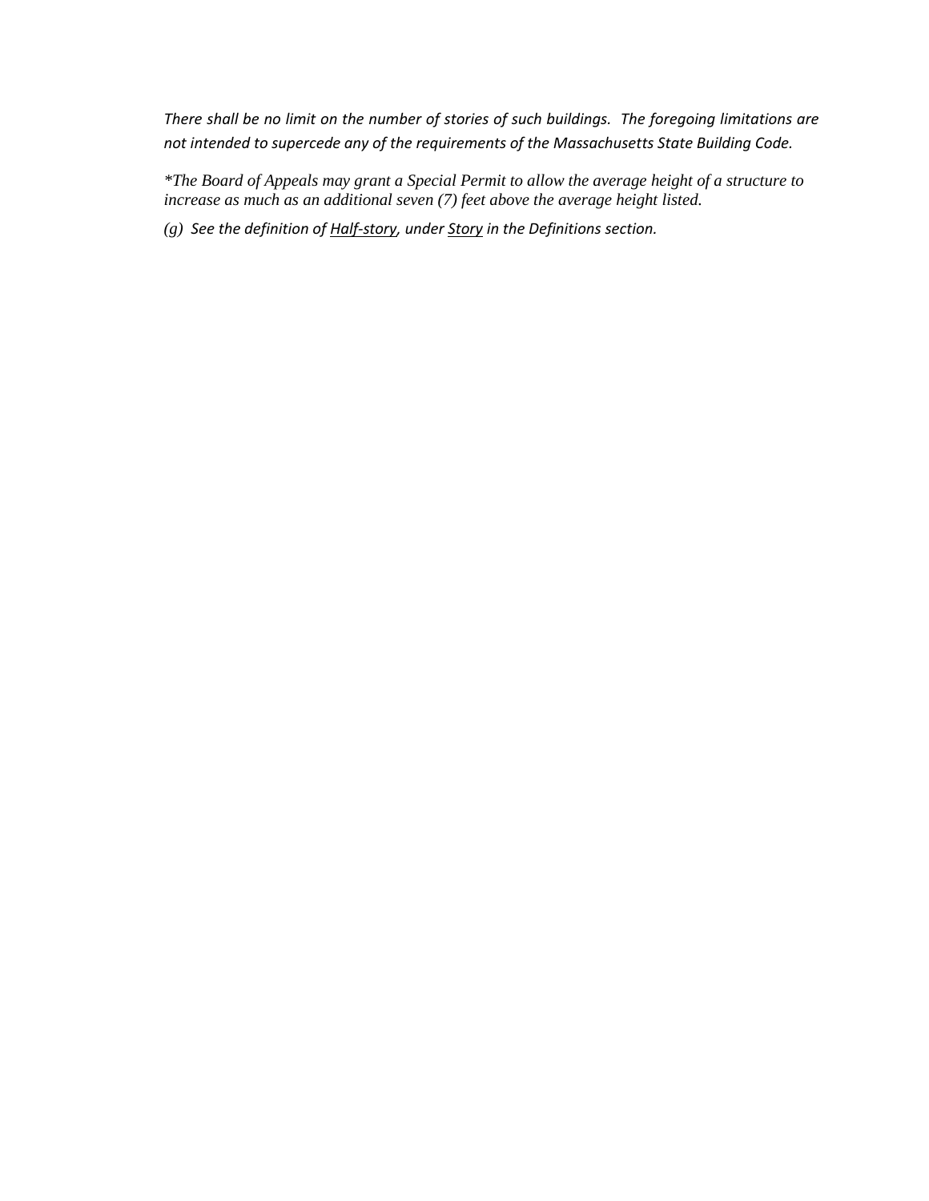*There shall be no limit on the number of stories of such buildings. The foregoing limitations are not intended to supercede any of the requirements of the Massachusetts State Building Code.*

**The Board of Appeals may grant a Special Permit to allow the average height of a structure to increase as much as an additional seven (7) feet above the average height listed.*

*(g) See the definition of Half-story, under Story in the Definitions section.*